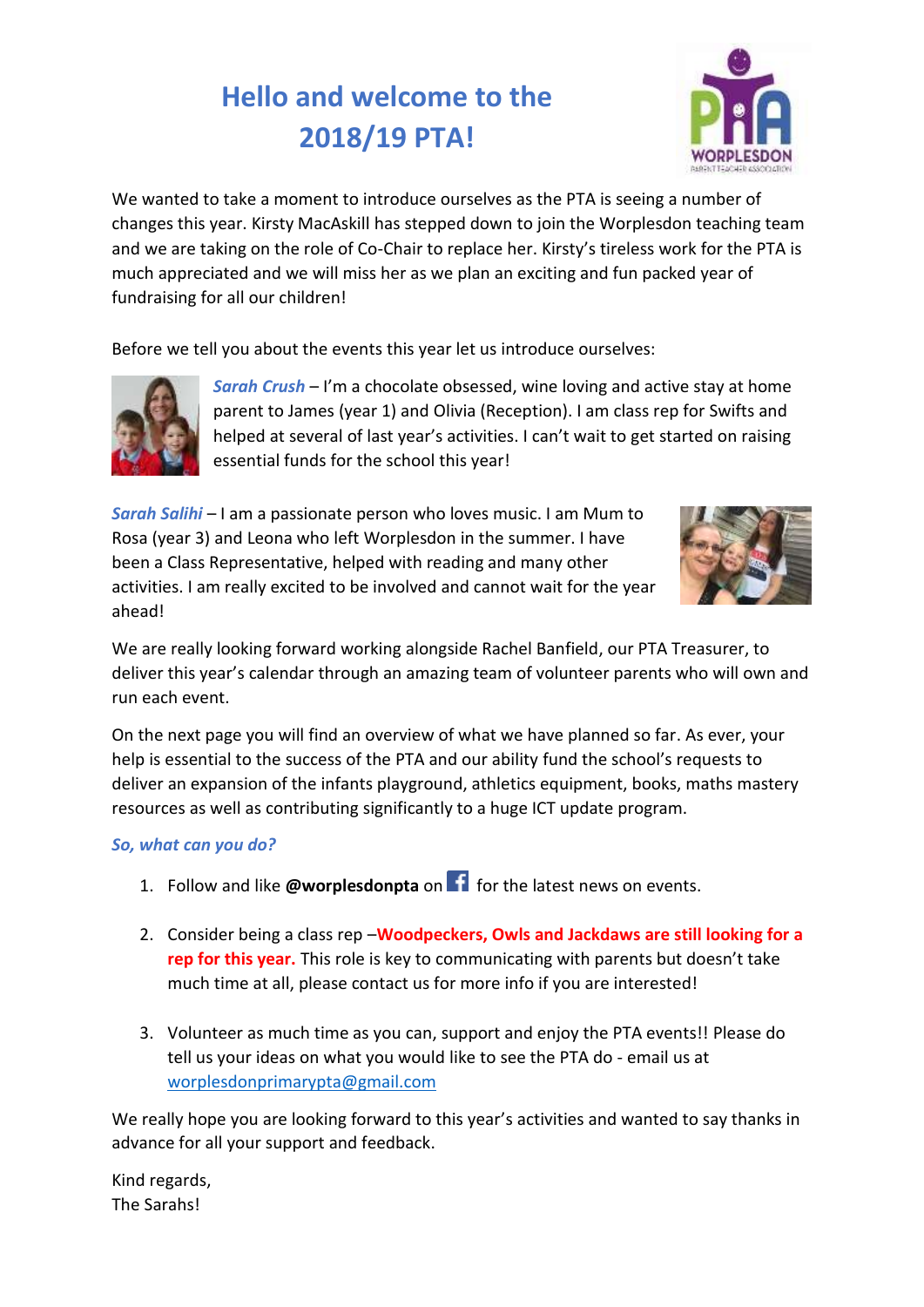# Hello and welcome to the 2018/19 PTA!

We wanted to take a moment to introduce ourselves as the PTA is seeing a number of changes this year. Kirsty MacAskill has stepped down to join the Worplesdon teaching team and we are taking on the role of Co-Chair to replace her. Kirsty's tireless work for the PTA is much appreciated and we will miss her as we plan an exciting and fun packed year of fundraising for all our children!

Before we tell you about the events this year let us introduce ourselves:

***Sarah Crush*** – I'm a chocolate obsessed, wine loving and active stay at home parent to James (year 1) and Olivia (Reception). I am class rep for Swifts and helped at several of last year's activities. I can't wait to get started on raising essential funds for the school this year!

***Sarah Salihi*** – I am a passionate person who loves music. I am Mum to Rosa (year 3) and Leona who left Worplesdon in the summer. I have been a Class Representative, helped with reading and many other activities. I am really excited to be involved and cannot wait for the year ahead!

We are really looking forward working alongside Rachel Banfield, our PTA Treasurer, to deliver this year's calendar through an amazing team of volunteer parents who will own and run each event.

On the next page you will find an overview of what we have planned so far. As ever, your help is essential to the success of the PTA and our ability fund the school's requests to deliver an expansion of the infants playground, athletics equipment, books, maths mastery resources as well as contributing significantly to a huge ICT update program.

***So, what can you do?***

1. Follow and like **@worplesdonpta** on Facebook for the latest news on events.
2. Consider being a class rep –**Woodpeckers, Owls and Jackdaws are still looking for a rep for this year.** This role is key to communicating with parents but doesn't take much time at all, please contact us for more info if you are interested!
3. Volunteer as much time as you can, support and enjoy the PTA events!! Please do tell us your ideas on what you would like to see the PTA do - email us at worplesdonprimarypta@gmail.com

We really hope you are looking forward to this year's activities and wanted to say thanks in advance for all your support and feedback.

Kind regards,
The Sarahs!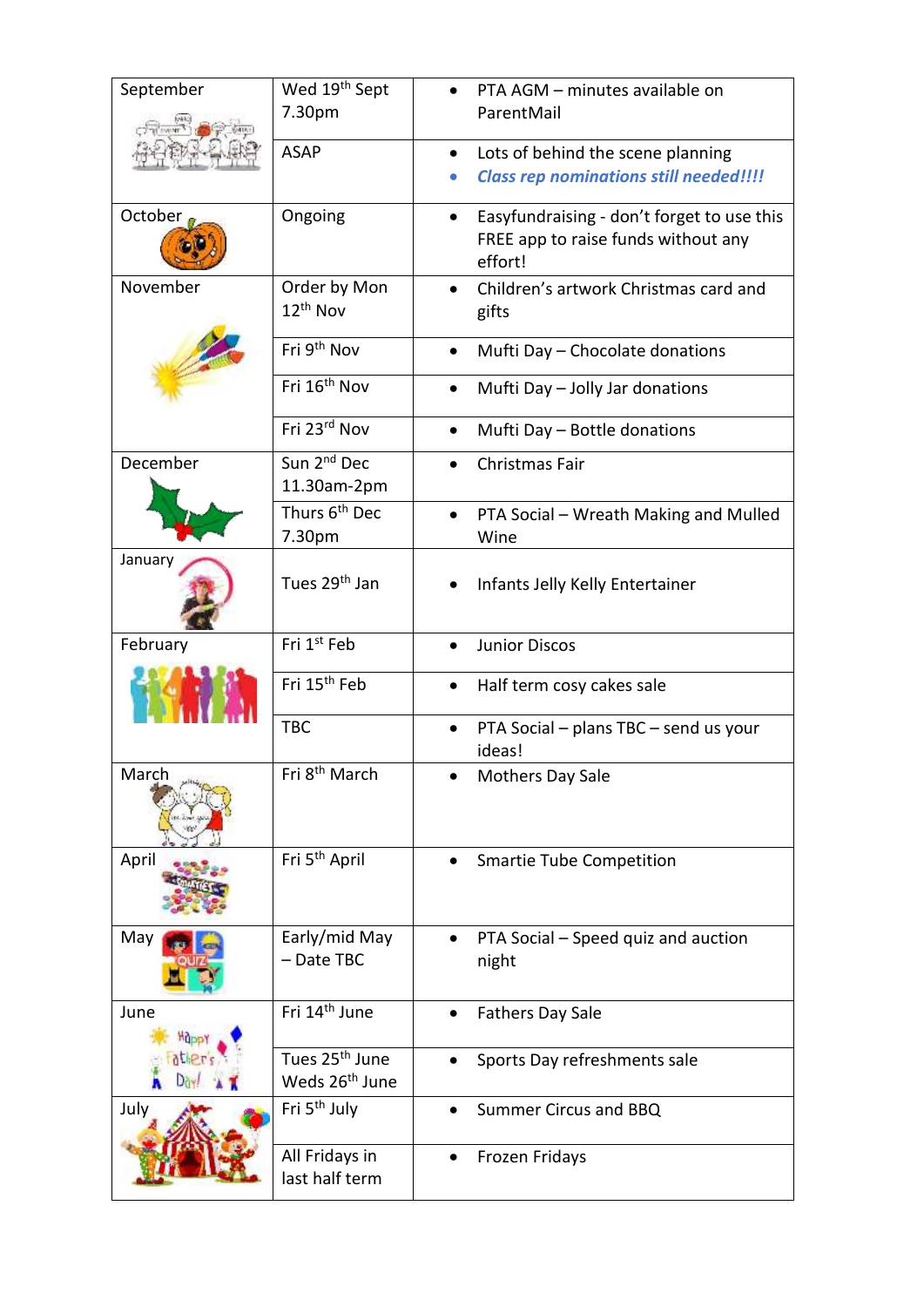| | | |
|---|---|---|
| September | Wed 19th Sept 7.30pm | • PTA AGM – minutes available on ParentMail |
| | ASAP | • Lots of behind the scene planning<br>• ***Class rep nominations still needed!!!!*** |
| October | Ongoing | • Easyfundraising - don't forget to use this FREE app to raise funds without any effort! |
| November | Order by Mon 12th Nov | • Children's artwork Christmas card and gifts |
| | Fri 9th Nov | • Mufti Day – Chocolate donations |
| | Fri 16th Nov | • Mufti Day – Jolly Jar donations |
| | Fri 23rd Nov | • Mufti Day – Bottle donations |
| December | Sun 2nd Dec 11.30am-2pm | • Christmas Fair |
| | Thurs 6th Dec 7.30pm | • PTA Social – Wreath Making and Mulled Wine |
| January | Tues 29th Jan | • Infants Jelly Kelly Entertainer |
| February | Fri 1st Feb | • Junior Discos |
| | Fri 15th Feb | • Half term cosy cakes sale |
| | TBC | • PTA Social – plans TBC – send us your ideas! |
| March | Fri 8th March | • Mothers Day Sale |
| April | Fri 5th April | • Smartie Tube Competition |
| May | Early/mid May – Date TBC | • PTA Social – Speed quiz and auction night |
| June | Fri 14th June | • Fathers Day Sale |
| | Tues 25th June Weds 26th June | • Sports Day refreshments sale |
| July | Fri 5th July | • Summer Circus and BBQ |
| | All Fridays in last half term | • Frozen Fridays |